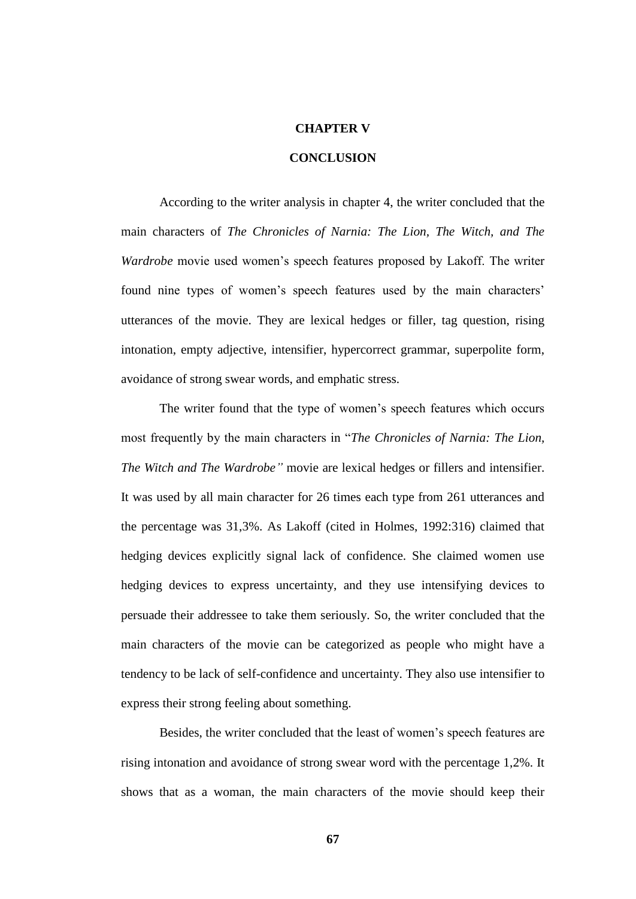# CHAPTER V

# CONCLUSION

According to the writer analysis in chapter 4, the writer concluded that the main characters of *The Chronicles of Narnia: The Lion, The Witch, and The Wardrobe* movie used women's speech features proposed by Lakoff. The writer found nine types of women's speech features used by the main characters' utterances of the movie. They are lexical hedges or filler, tag question, rising intonation, empty adjective, intensifier, hypercorrect grammar, superpolite form, avoidance of strong swear words, and emphatic stress.

The writer found that the type of women's speech features which occurs most frequently by the main characters in "*The Chronicles of Narnia: The Lion, The Witch and The Wardrobe"* movie are lexical hedges or fillers and intensifier. It was used by all main character for 26 times each type from 261 utterances and the percentage was 31,3%. As Lakoff (cited in Holmes, 1992:316) claimed that hedging devices explicitly signal lack of confidence. She claimed women use hedging devices to express uncertainty, and they use intensifying devices to persuade their addressee to take them seriously. So, the writer concluded that the main characters of the movie can be categorized as people who might have a tendency to be lack of self-confidence and uncertainty. They also use intensifier to express their strong feeling about something.

Besides, the writer concluded that the least of women's speech features are rising intonation and avoidance of strong swear word with the percentage 1,2%. It shows that as a woman, the main characters of the movie should keep their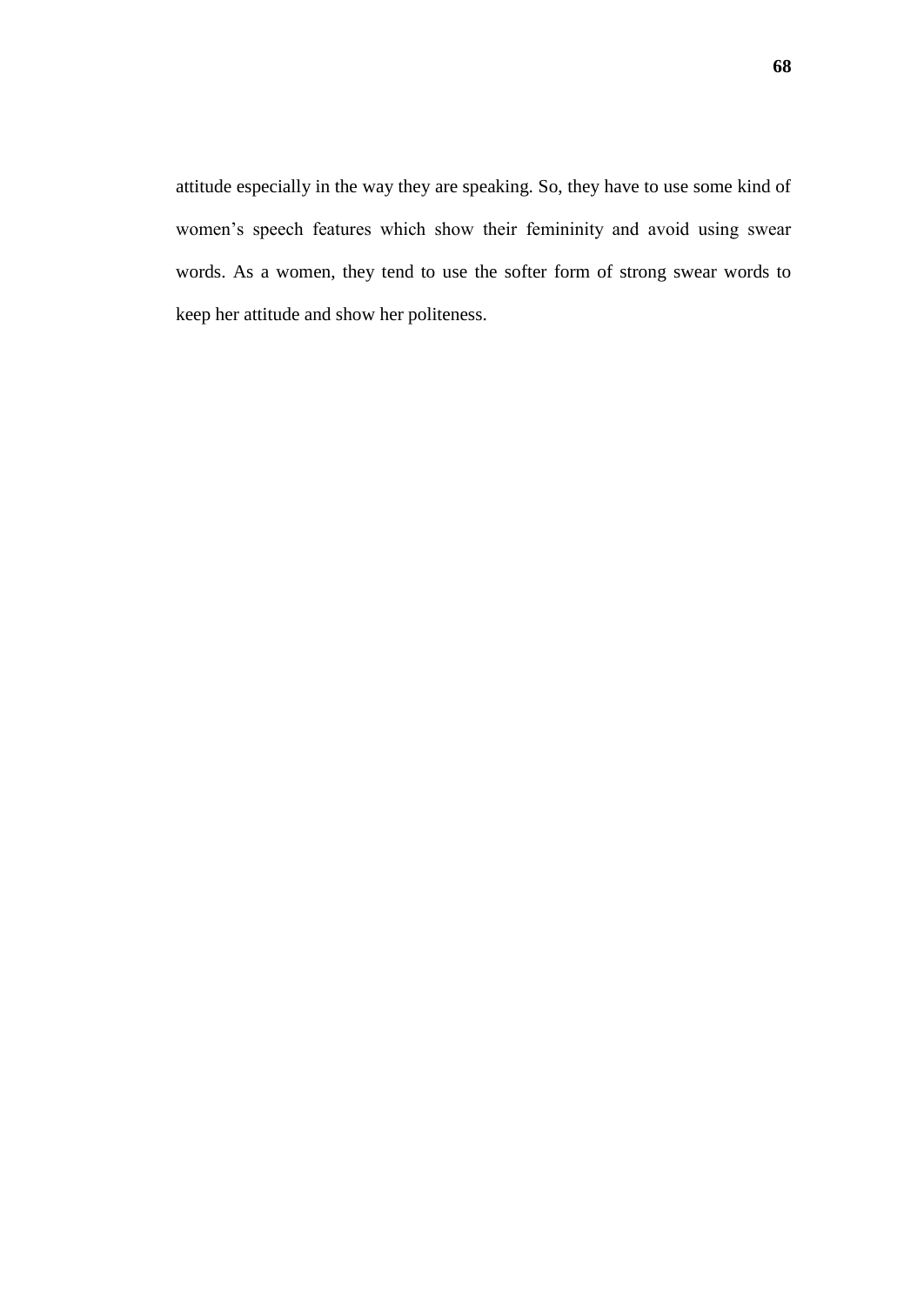attitude especially in the way they are speaking. So, they have to use some kind of women's speech features which show their femininity and avoid using swear words. As a women, they tend to use the softer form of strong swear words to keep her attitude and show her politeness.